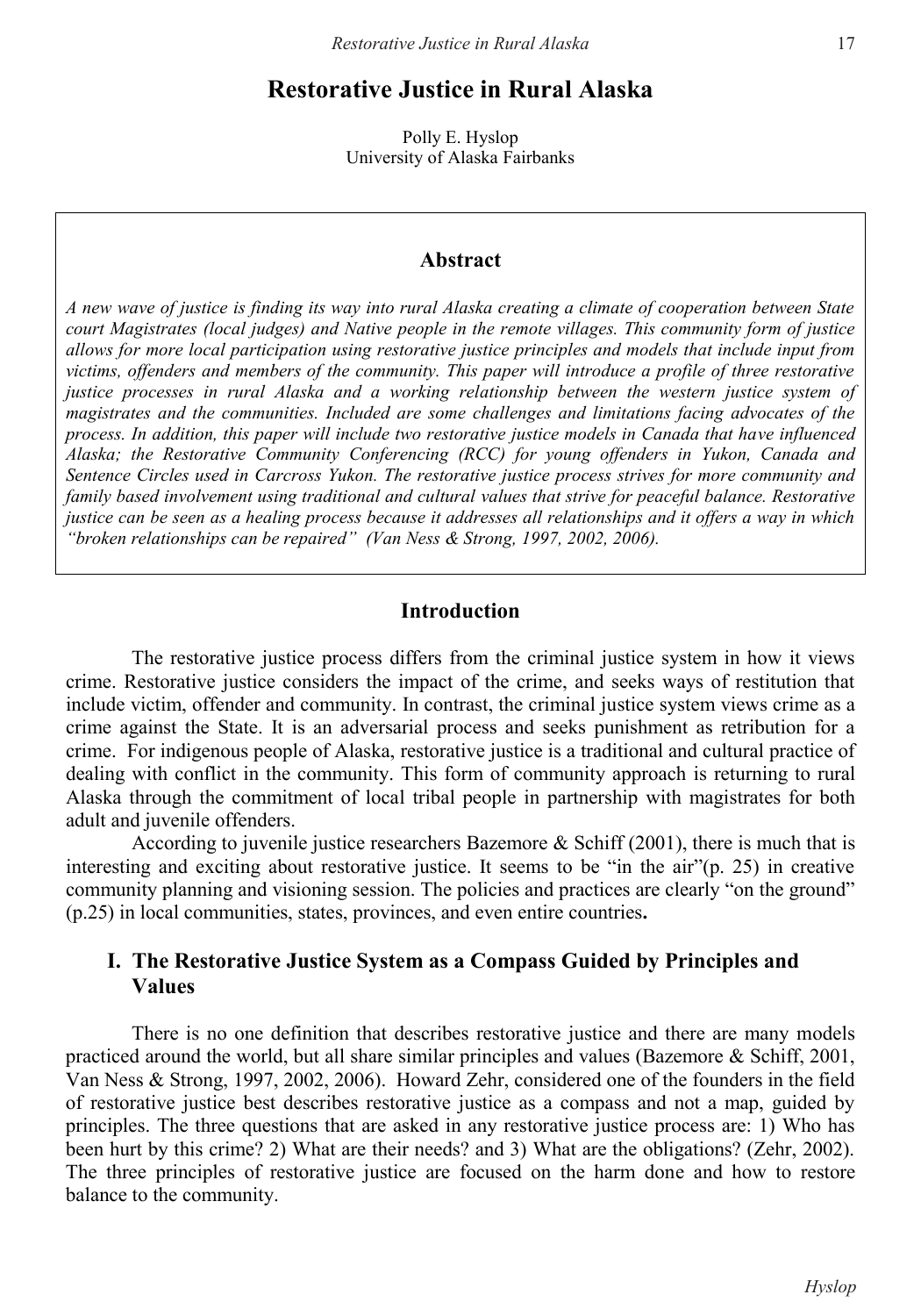# Restorative Justice in Rural Alaska

Polly E. Hyslop
University of Alaska Fairbanks

## Abstract

*A new wave of justice is finding its way into rural Alaska creating a climate of cooperation between State court Magistrates (local judges) and Native people in the remote villages. This community form of justice allows for more local participation using restorative justice principles and models that include input from victims, offenders and members of the community. This paper will introduce a profile of three restorative justice processes in rural Alaska and a working relationship between the western justice system of magistrates and the communities. Included are some challenges and limitations facing advocates of the process. In addition, this paper will include two restorative justice models in Canada that have influenced Alaska; the Restorative Community Conferencing (RCC) for young offenders in Yukon, Canada and Sentence Circles used in Carcross Yukon. The restorative justice process strives for more community and family based involvement using traditional and cultural values that strive for peaceful balance. Restorative justice can be seen as a healing process because it addresses all relationships and it offers a way in which "broken relationships can be repaired" (Van Ness & Strong, 1997, 2002, 2006).*

## Introduction

The restorative justice process differs from the criminal justice system in how it views crime. Restorative justice considers the impact of the crime, and seeks ways of restitution that include victim, offender and community. In contrast, the criminal justice system views crime as a crime against the State. It is an adversarial process and seeks punishment as retribution for a crime. For indigenous people of Alaska, restorative justice is a traditional and cultural practice of dealing with conflict in the community. This form of community approach is returning to rural Alaska through the commitment of local tribal people in partnership with magistrates for both adult and juvenile offenders.

According to juvenile justice researchers Bazemore & Schiff (2001), there is much that is interesting and exciting about restorative justice. It seems to be "in the air"(p. 25) in creative community planning and visioning session. The policies and practices are clearly "on the ground" (p.25) in local communities, states, provinces, and even entire countries**.**

## I. The Restorative Justice System as a Compass Guided by Principles and Values

There is no one definition that describes restorative justice and there are many models practiced around the world, but all share similar principles and values (Bazemore & Schiff, 2001, Van Ness & Strong, 1997, 2002, 2006). Howard Zehr, considered one of the founders in the field of restorative justice best describes restorative justice as a compass and not a map, guided by principles. The three questions that are asked in any restorative justice process are: 1) Who has been hurt by this crime? 2) What are their needs? and 3) What are the obligations? (Zehr, 2002). The three principles of restorative justice are focused on the harm done and how to restore balance to the community.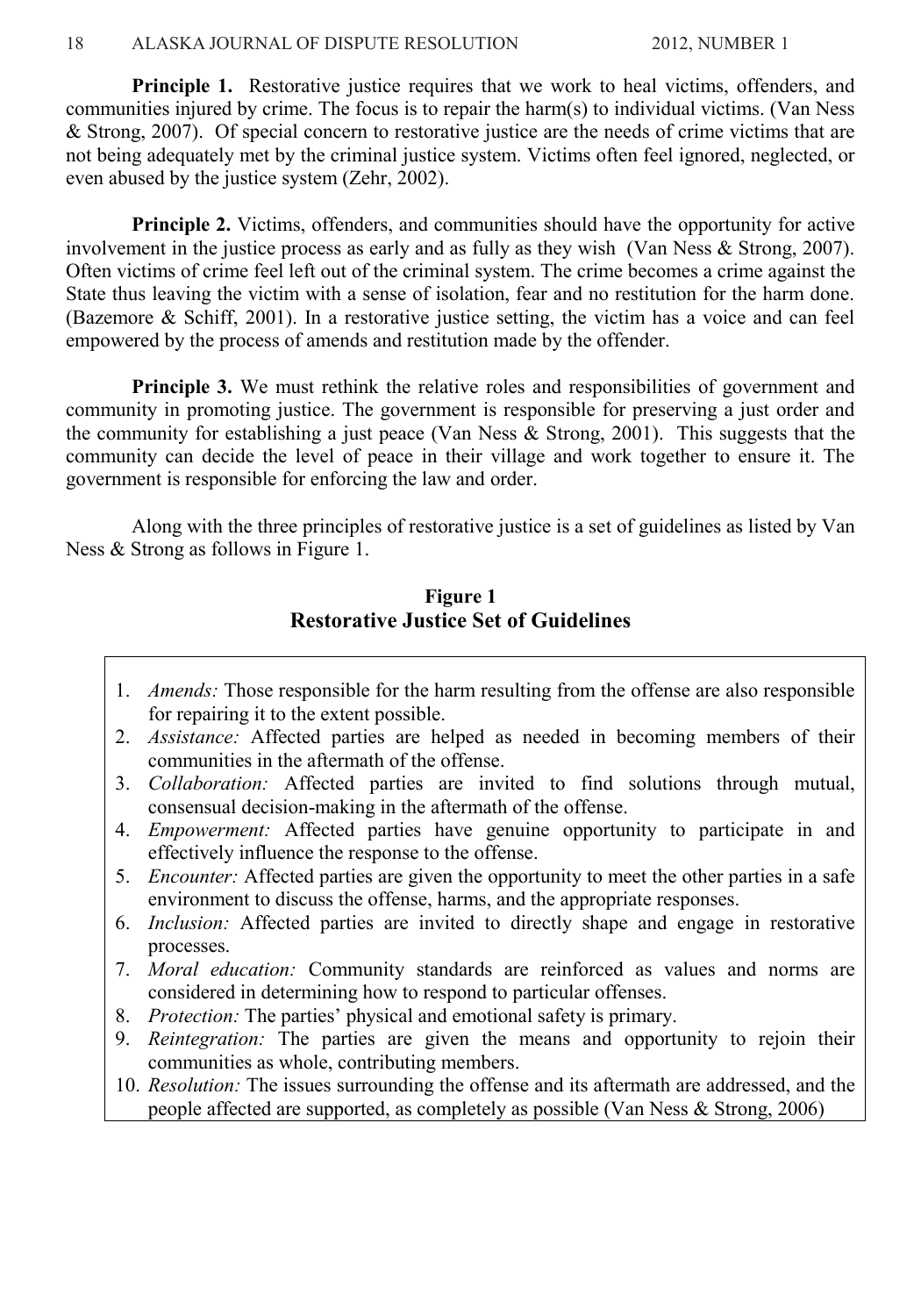**Principle 1.** Restorative justice requires that we work to heal victims, offenders, and communities injured by crime. The focus is to repair the harm(s) to individual victims. (Van Ness & Strong, 2007). Of special concern to restorative justice are the needs of crime victims that are not being adequately met by the criminal justice system. Victims often feel ignored, neglected, or even abused by the justice system (Zehr, 2002).

**Principle 2.** Victims, offenders, and communities should have the opportunity for active involvement in the justice process as early and as fully as they wish (Van Ness & Strong, 2007). Often victims of crime feel left out of the criminal system. The crime becomes a crime against the State thus leaving the victim with a sense of isolation, fear and no restitution for the harm done. (Bazemore & Schiff, 2001). In a restorative justice setting, the victim has a voice and can feel empowered by the process of amends and restitution made by the offender.

**Principle 3.** We must rethink the relative roles and responsibilities of government and community in promoting justice. The government is responsible for preserving a just order and the community for establishing a just peace (Van Ness & Strong, 2001). This suggests that the community can decide the level of peace in their village and work together to ensure it. The government is responsible for enforcing the law and order.

Along with the three principles of restorative justice is a set of guidelines as listed by Van Ness & Strong as follows in Figure 1.

**Figure 1**
**Restorative Justice Set of Guidelines**

1. *Amends:* Those responsible for the harm resulting from the offense are also responsible for repairing it to the extent possible.
2. *Assistance:* Affected parties are helped as needed in becoming members of their communities in the aftermath of the offense.
3. *Collaboration:* Affected parties are invited to find solutions through mutual, consensual decision-making in the aftermath of the offense.
4. *Empowerment:* Affected parties have genuine opportunity to participate in and effectively influence the response to the offense.
5. *Encounter:* Affected parties are given the opportunity to meet the other parties in a safe environment to discuss the offense, harms, and the appropriate responses.
6. *Inclusion:* Affected parties are invited to directly shape and engage in restorative processes.
7. *Moral education:* Community standards are reinforced as values and norms are considered in determining how to respond to particular offenses.
8. *Protection:* The parties' physical and emotional safety is primary.
9. *Reintegration:* The parties are given the means and opportunity to rejoin their communities as whole, contributing members.
10. *Resolution:* The issues surrounding the offense and its aftermath are addressed, and the people affected are supported, as completely as possible (Van Ness & Strong, 2006)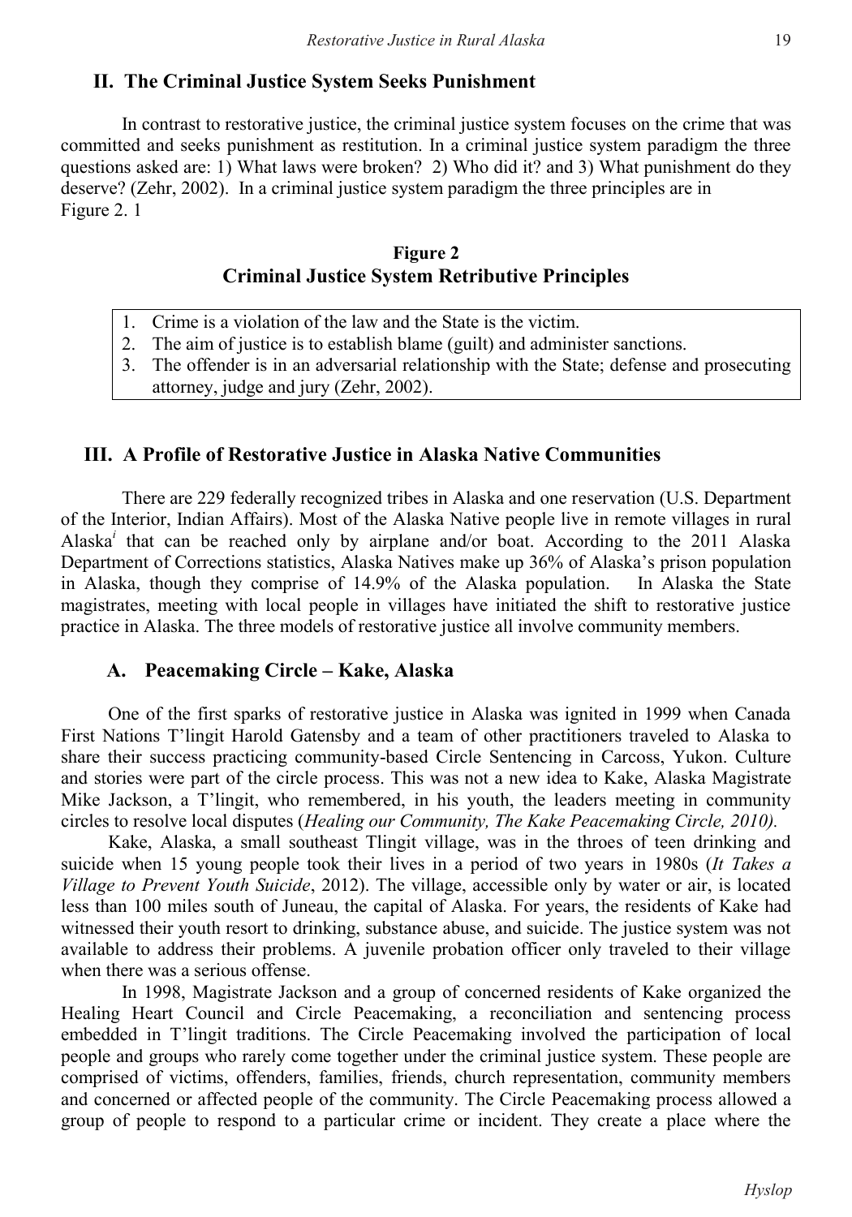## II. The Criminal Justice System Seeks Punishment

In contrast to restorative justice, the criminal justice system focuses on the crime that was committed and seeks punishment as restitution. In a criminal justice system paradigm the three questions asked are: 1) What laws were broken? 2) Who did it? and 3) What punishment do they deserve? (Zehr, 2002). In a criminal justice system paradigm the three principles are in Figure 2. 1

**Figure 2**
**Criminal Justice System Retributive Principles**

1. Crime is a violation of the law and the State is the victim.
2. The aim of justice is to establish blame (guilt) and administer sanctions.
3. The offender is in an adversarial relationship with the State; defense and prosecuting attorney, judge and jury (Zehr, 2002).

## III. A Profile of Restorative Justice in Alaska Native Communities

There are 229 federally recognized tribes in Alaska and one reservation (U.S. Department of the Interior, Indian Affairs). Most of the Alaska Native people live in remote villages in rural Alaska[i] that can be reached only by airplane and/or boat. According to the 2011 Alaska Department of Corrections statistics, Alaska Natives make up 36% of Alaska's prison population in Alaska, though they comprise of 14.9% of the Alaska population. In Alaska the State magistrates, meeting with local people in villages have initiated the shift to restorative justice practice in Alaska. The three models of restorative justice all involve community members.

### A. Peacemaking Circle – Kake, Alaska

One of the first sparks of restorative justice in Alaska was ignited in 1999 when Canada First Nations T'lingit Harold Gatensby and a team of other practitioners traveled to Alaska to share their success practicing community-based Circle Sentencing in Carcoss, Yukon. Culture and stories were part of the circle process. This was not a new idea to Kake, Alaska Magistrate Mike Jackson, a T'lingit, who remembered, in his youth, the leaders meeting in community circles to resolve local disputes (*Healing our Community, The Kake Peacemaking Circle, 2010).*

Kake, Alaska, a small southeast Tlingit village, was in the throes of teen drinking and suicide when 15 young people took their lives in a period of two years in 1980s (*It Takes a Village to Prevent Youth Suicide*, 2012). The village, accessible only by water or air, is located less than 100 miles south of Juneau, the capital of Alaska. For years, the residents of Kake had witnessed their youth resort to drinking, substance abuse, and suicide. The justice system was not available to address their problems. A juvenile probation officer only traveled to their village when there was a serious offense.

In 1998, Magistrate Jackson and a group of concerned residents of Kake organized the Healing Heart Council and Circle Peacemaking, a reconciliation and sentencing process embedded in T'lingit traditions. The Circle Peacemaking involved the participation of local people and groups who rarely come together under the criminal justice system. These people are comprised of victims, offenders, families, friends, church representation, community members and concerned or affected people of the community. The Circle Peacemaking process allowed a group of people to respond to a particular crime or incident. They create a place where the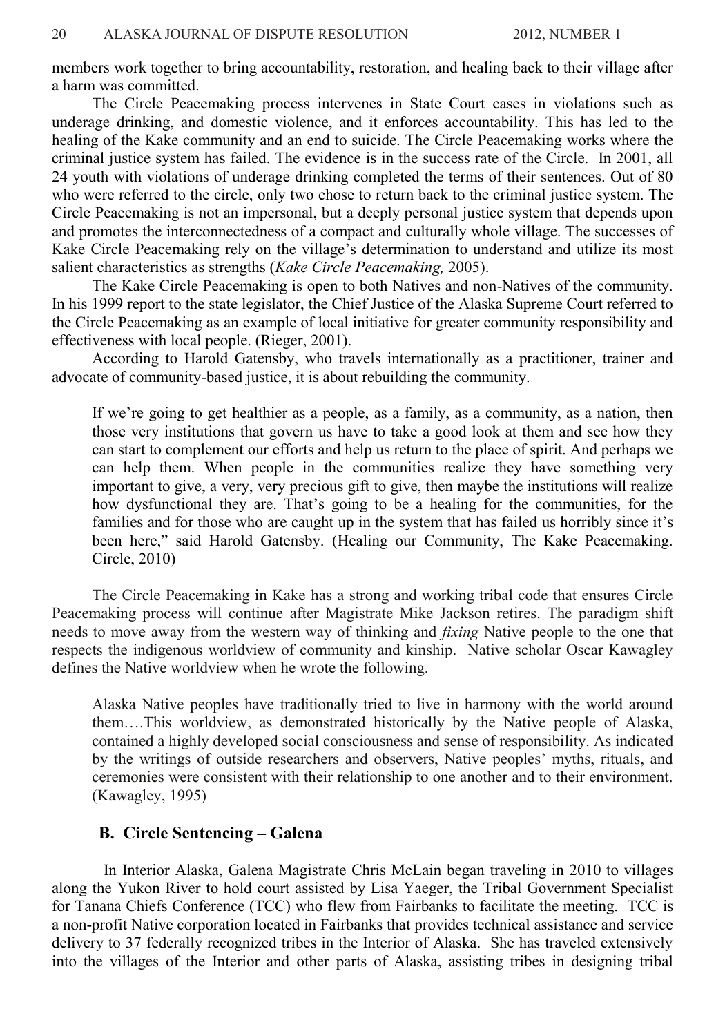members work together to bring accountability, restoration, and healing back to their village after a harm was committed.

The Circle Peacemaking process intervenes in State Court cases in violations such as underage drinking, and domestic violence, and it enforces accountability. This has led to the healing of the Kake community and an end to suicide. The Circle Peacemaking works where the criminal justice system has failed. The evidence is in the success rate of the Circle. In 2001, all 24 youth with violations of underage drinking completed the terms of their sentences. Out of 80 who were referred to the circle, only two chose to return back to the criminal justice system. The Circle Peacemaking is not an impersonal, but a deeply personal justice system that depends upon and promotes the interconnectedness of a compact and culturally whole village. The successes of Kake Circle Peacemaking rely on the village's determination to understand and utilize its most salient characteristics as strengths (*Kake Circle Peacemaking,* 2005).

The Kake Circle Peacemaking is open to both Natives and non-Natives of the community. In his 1999 report to the state legislator, the Chief Justice of the Alaska Supreme Court referred to the Circle Peacemaking as an example of local initiative for greater community responsibility and effectiveness with local people. (Rieger, 2001).

According to Harold Gatensby, who travels internationally as a practitioner, trainer and advocate of community-based justice, it is about rebuilding the community.

> If we're going to get healthier as a people, as a family, as a community, as a nation, then those very institutions that govern us have to take a good look at them and see how they can start to complement our efforts and help us return to the place of spirit. And perhaps we can help them. When people in the communities realize they have something very important to give, a very, very precious gift to give, then maybe the institutions will realize how dysfunctional they are. That's going to be a healing for the communities, for the families and for those who are caught up in the system that has failed us horribly since it's been here," said Harold Gatensby. (Healing our Community, The Kake Peacemaking. Circle, 2010)

The Circle Peacemaking in Kake has a strong and working tribal code that ensures Circle Peacemaking process will continue after Magistrate Mike Jackson retires. The paradigm shift needs to move away from the western way of thinking and *fixing* Native people to the one that respects the indigenous worldview of community and kinship. Native scholar Oscar Kawagley defines the Native worldview when he wrote the following.

> Alaska Native peoples have traditionally tried to live in harmony with the world around them….This worldview, as demonstrated historically by the Native people of Alaska, contained a highly developed social consciousness and sense of responsibility. As indicated by the writings of outside researchers and observers, Native peoples' myths, rituals, and ceremonies were consistent with their relationship to one another and to their environment. (Kawagley, 1995)

## B. Circle Sentencing – Galena

In Interior Alaska, Galena Magistrate Chris McLain began traveling in 2010 to villages along the Yukon River to hold court assisted by Lisa Yaeger, the Tribal Government Specialist for Tanana Chiefs Conference (TCC) who flew from Fairbanks to facilitate the meeting. TCC is a non-profit Native corporation located in Fairbanks that provides technical assistance and service delivery to 37 federally recognized tribes in the Interior of Alaska. She has traveled extensively into the villages of the Interior and other parts of Alaska, assisting tribes in designing tribal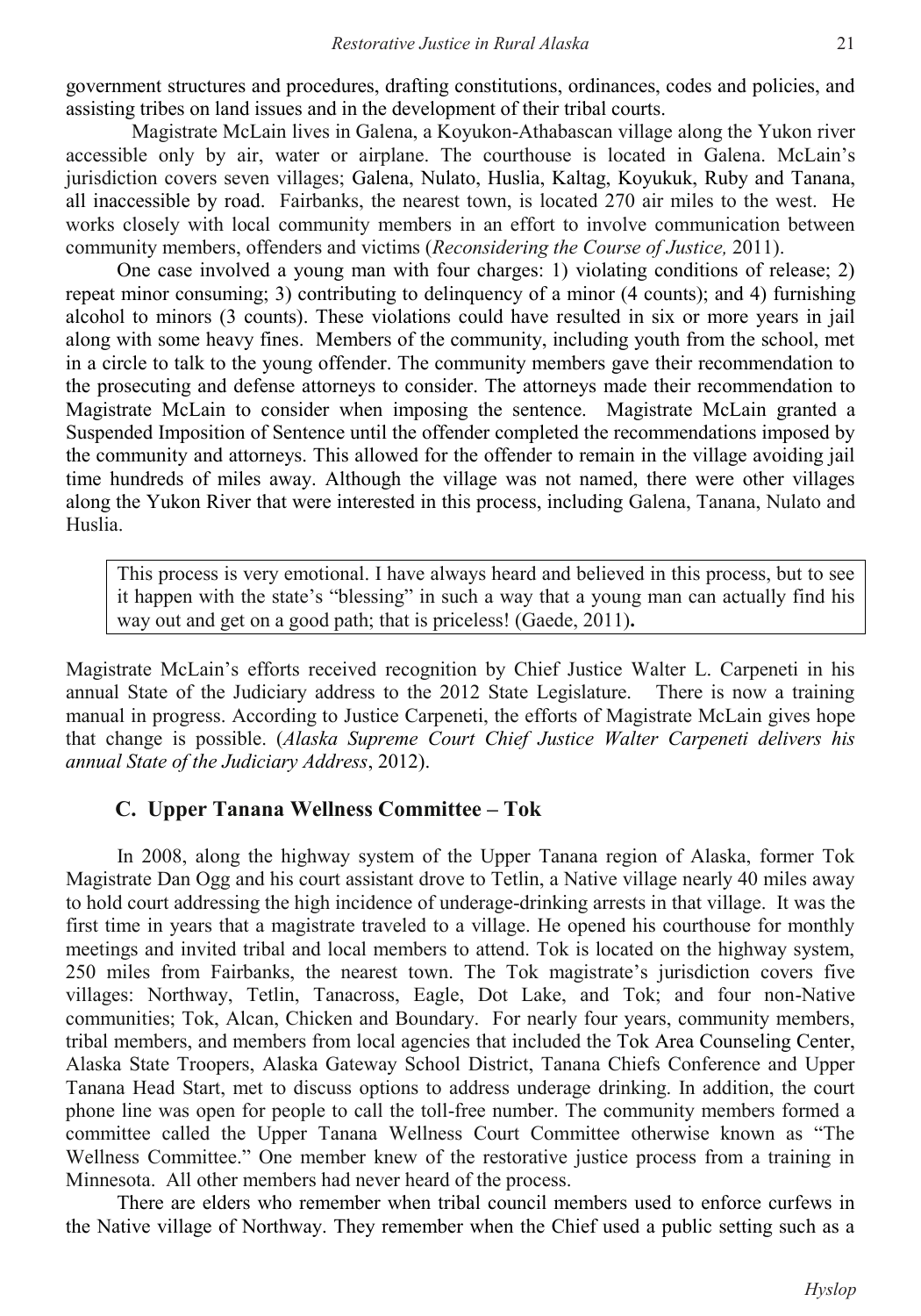government structures and procedures, drafting constitutions, ordinances, codes and policies, and assisting tribes on land issues and in the development of their tribal courts.

Magistrate McLain lives in Galena, a Koyukon-Athabascan village along the Yukon river accessible only by air, water or airplane. The courthouse is located in Galena. McLain's jurisdiction covers seven villages; Galena, Nulato, Huslia, Kaltag, Koyukuk, Ruby and Tanana, all inaccessible by road. Fairbanks, the nearest town, is located 270 air miles to the west. He works closely with local community members in an effort to involve communication between community members, offenders and victims (*Reconsidering the Course of Justice,* 2011).

One case involved a young man with four charges: 1) violating conditions of release; 2) repeat minor consuming; 3) contributing to delinquency of a minor (4 counts); and 4) furnishing alcohol to minors (3 counts). These violations could have resulted in six or more years in jail along with some heavy fines. Members of the community, including youth from the school, met in a circle to talk to the young offender. The community members gave their recommendation to the prosecuting and defense attorneys to consider. The attorneys made their recommendation to Magistrate McLain to consider when imposing the sentence. Magistrate McLain granted a Suspended Imposition of Sentence until the offender completed the recommendations imposed by the community and attorneys. This allowed for the offender to remain in the village avoiding jail time hundreds of miles away. Although the village was not named, there were other villages along the Yukon River that were interested in this process, including Galena, Tanana, Nulato and Huslia.

> This process is very emotional. I have always heard and believed in this process, but to see it happen with the state's "blessing" in such a way that a young man can actually find his way out and get on a good path; that is priceless! (Gaede, 2011).

Magistrate McLain's efforts received recognition by Chief Justice Walter L. Carpeneti in his annual State of the Judiciary address to the 2012 State Legislature. There is now a training manual in progress. According to Justice Carpeneti, the efforts of Magistrate McLain gives hope that change is possible. (*Alaska Supreme Court Chief Justice Walter Carpeneti delivers his annual State of the Judiciary Address*, 2012).

### C. Upper Tanana Wellness Committee – Tok

In 2008, along the highway system of the Upper Tanana region of Alaska, former Tok Magistrate Dan Ogg and his court assistant drove to Tetlin, a Native village nearly 40 miles away to hold court addressing the high incidence of underage-drinking arrests in that village. It was the first time in years that a magistrate traveled to a village. He opened his courthouse for monthly meetings and invited tribal and local members to attend. Tok is located on the highway system, 250 miles from Fairbanks, the nearest town. The Tok magistrate's jurisdiction covers five villages: Northway, Tetlin, Tanacross, Eagle, Dot Lake, and Tok; and four non-Native communities; Tok, Alcan, Chicken and Boundary. For nearly four years, community members, tribal members, and members from local agencies that included the Tok Area Counseling Center, Alaska State Troopers, Alaska Gateway School District, Tanana Chiefs Conference and Upper Tanana Head Start, met to discuss options to address underage drinking. In addition, the court phone line was open for people to call the toll-free number. The community members formed a committee called the Upper Tanana Wellness Court Committee otherwise known as "The Wellness Committee." One member knew of the restorative justice process from a training in Minnesota. All other members had never heard of the process.

There are elders who remember when tribal council members used to enforce curfews in the Native village of Northway. They remember when the Chief used a public setting such as a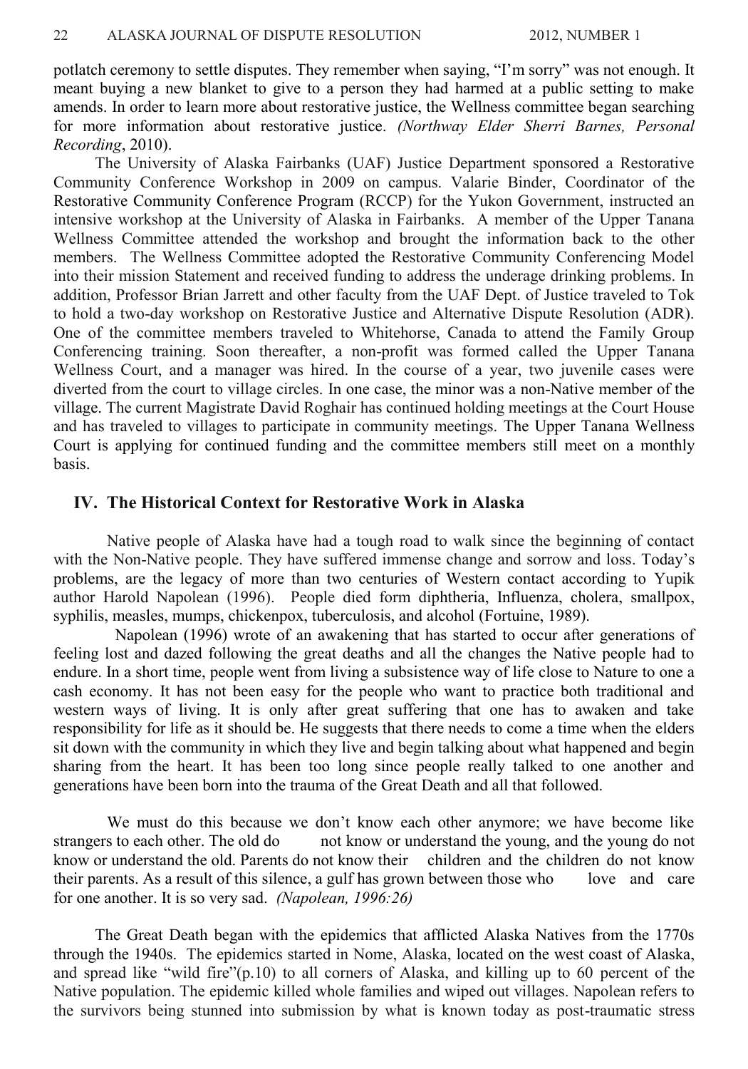potlatch ceremony to settle disputes. They remember when saying, "I'm sorry" was not enough. It meant buying a new blanket to give to a person they had harmed at a public setting to make amends. In order to learn more about restorative justice, the Wellness committee began searching for more information about restorative justice. *(Northway Elder Sherri Barnes, Personal Recording*, 2010).

The University of Alaska Fairbanks (UAF) Justice Department sponsored a Restorative Community Conference Workshop in 2009 on campus. Valarie Binder, Coordinator of the Restorative Community Conference Program (RCCP) for the Yukon Government, instructed an intensive workshop at the University of Alaska in Fairbanks. A member of the Upper Tanana Wellness Committee attended the workshop and brought the information back to the other members. The Wellness Committee adopted the Restorative Community Conferencing Model into their mission Statement and received funding to address the underage drinking problems. In addition, Professor Brian Jarrett and other faculty from the UAF Dept. of Justice traveled to Tok to hold a two-day workshop on Restorative Justice and Alternative Dispute Resolution (ADR). One of the committee members traveled to Whitehorse, Canada to attend the Family Group Conferencing training. Soon thereafter, a non-profit was formed called the Upper Tanana Wellness Court, and a manager was hired. In the course of a year, two juvenile cases were diverted from the court to village circles. In one case, the minor was a non-Native member of the village. The current Magistrate David Roghair has continued holding meetings at the Court House and has traveled to villages to participate in community meetings. The Upper Tanana Wellness Court is applying for continued funding and the committee members still meet on a monthly basis.

## IV. The Historical Context for Restorative Work in Alaska

Native people of Alaska have had a tough road to walk since the beginning of contact with the Non-Native people. They have suffered immense change and sorrow and loss. Today's problems, are the legacy of more than two centuries of Western contact according to Yupik author Harold Napolean (1996). People died form diphtheria, Influenza, cholera, smallpox, syphilis, measles, mumps, chickenpox, tuberculosis, and alcohol (Fortuine, 1989).

Napolean (1996) wrote of an awakening that has started to occur after generations of feeling lost and dazed following the great deaths and all the changes the Native people had to endure. In a short time, people went from living a subsistence way of life close to Nature to one a cash economy. It has not been easy for the people who want to practice both traditional and western ways of living. It is only after great suffering that one has to awaken and take responsibility for life as it should be. He suggests that there needs to come a time when the elders sit down with the community in which they live and begin talking about what happened and begin sharing from the heart. It has been too long since people really talked to one another and generations have been born into the trauma of the Great Death and all that followed.

> We must do this because we don't know each other anymore; we have become like strangers to each other. The old do not know or understand the young, and the young do not know or understand the old. Parents do not know their children and the children do not know their parents. As a result of this silence, a gulf has grown between those who love and care for one another. It is so very sad. *(Napolean, 1996:26)*

The Great Death began with the epidemics that afflicted Alaska Natives from the 1770s through the 1940s. The epidemics started in Nome, Alaska, located on the west coast of Alaska, and spread like "wild fire"(p.10) to all corners of Alaska, and killing up to 60 percent of the Native population. The epidemic killed whole families and wiped out villages. Napolean refers to the survivors being stunned into submission by what is known today as post-traumatic stress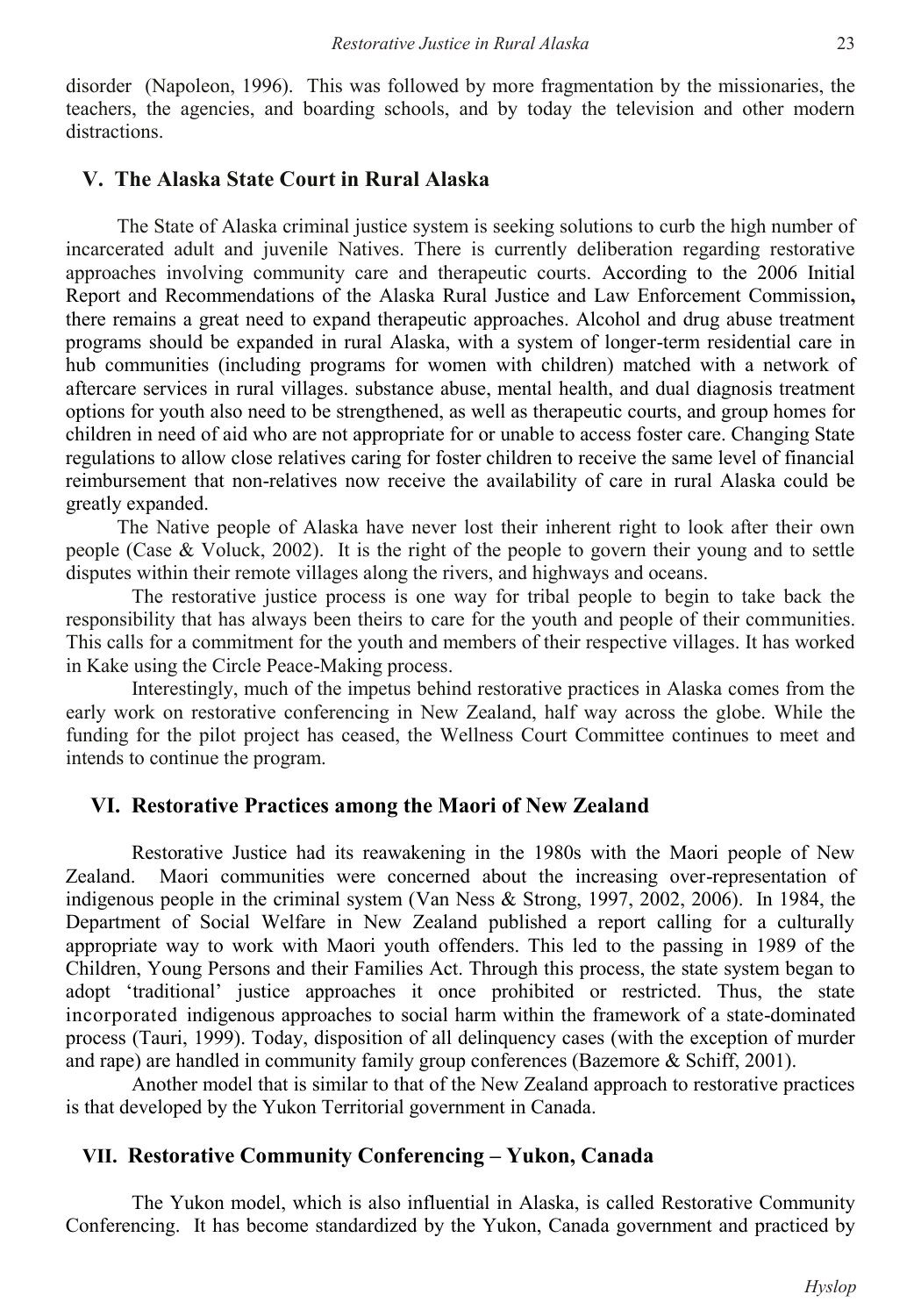disorder (Napoleon, 1996). This was followed by more fragmentation by the missionaries, the teachers, the agencies, and boarding schools, and by today the television and other modern distractions.

## V. The Alaska State Court in Rural Alaska

The State of Alaska criminal justice system is seeking solutions to curb the high number of incarcerated adult and juvenile Natives. There is currently deliberation regarding restorative approaches involving community care and therapeutic courts. According to the 2006 Initial Report and Recommendations of the Alaska Rural Justice and Law Enforcement Commission**,** there remains a great need to expand therapeutic approaches. Alcohol and drug abuse treatment programs should be expanded in rural Alaska, with a system of longer-term residential care in hub communities (including programs for women with children) matched with a network of aftercare services in rural villages. substance abuse, mental health, and dual diagnosis treatment options for youth also need to be strengthened, as well as therapeutic courts, and group homes for children in need of aid who are not appropriate for or unable to access foster care. Changing State regulations to allow close relatives caring for foster children to receive the same level of financial reimbursement that non-relatives now receive the availability of care in rural Alaska could be greatly expanded.

The Native people of Alaska have never lost their inherent right to look after their own people (Case & Voluck, 2002). It is the right of the people to govern their young and to settle disputes within their remote villages along the rivers, and highways and oceans.

The restorative justice process is one way for tribal people to begin to take back the responsibility that has always been theirs to care for the youth and people of their communities. This calls for a commitment for the youth and members of their respective villages. It has worked in Kake using the Circle Peace-Making process.

Interestingly, much of the impetus behind restorative practices in Alaska comes from the early work on restorative conferencing in New Zealand, half way across the globe. While the funding for the pilot project has ceased, the Wellness Court Committee continues to meet and intends to continue the program.

## VI. Restorative Practices among the Maori of New Zealand

Restorative Justice had its reawakening in the 1980s with the Maori people of New Zealand. Maori communities were concerned about the increasing over-representation of indigenous people in the criminal system (Van Ness & Strong, 1997, 2002, 2006). In 1984, the Department of Social Welfare in New Zealand published a report calling for a culturally appropriate way to work with Maori youth offenders. This led to the passing in 1989 of the Children, Young Persons and their Families Act. Through this process, the state system began to adopt 'traditional' justice approaches it once prohibited or restricted. Thus, the state incorporated indigenous approaches to social harm within the framework of a state-dominated process (Tauri, 1999). Today, disposition of all delinquency cases (with the exception of murder and rape) are handled in community family group conferences (Bazemore & Schiff, 2001).

Another model that is similar to that of the New Zealand approach to restorative practices is that developed by the Yukon Territorial government in Canada.

## VII. Restorative Community Conferencing – Yukon, Canada

The Yukon model, which is also influential in Alaska, is called Restorative Community Conferencing. It has become standardized by the Yukon, Canada government and practiced by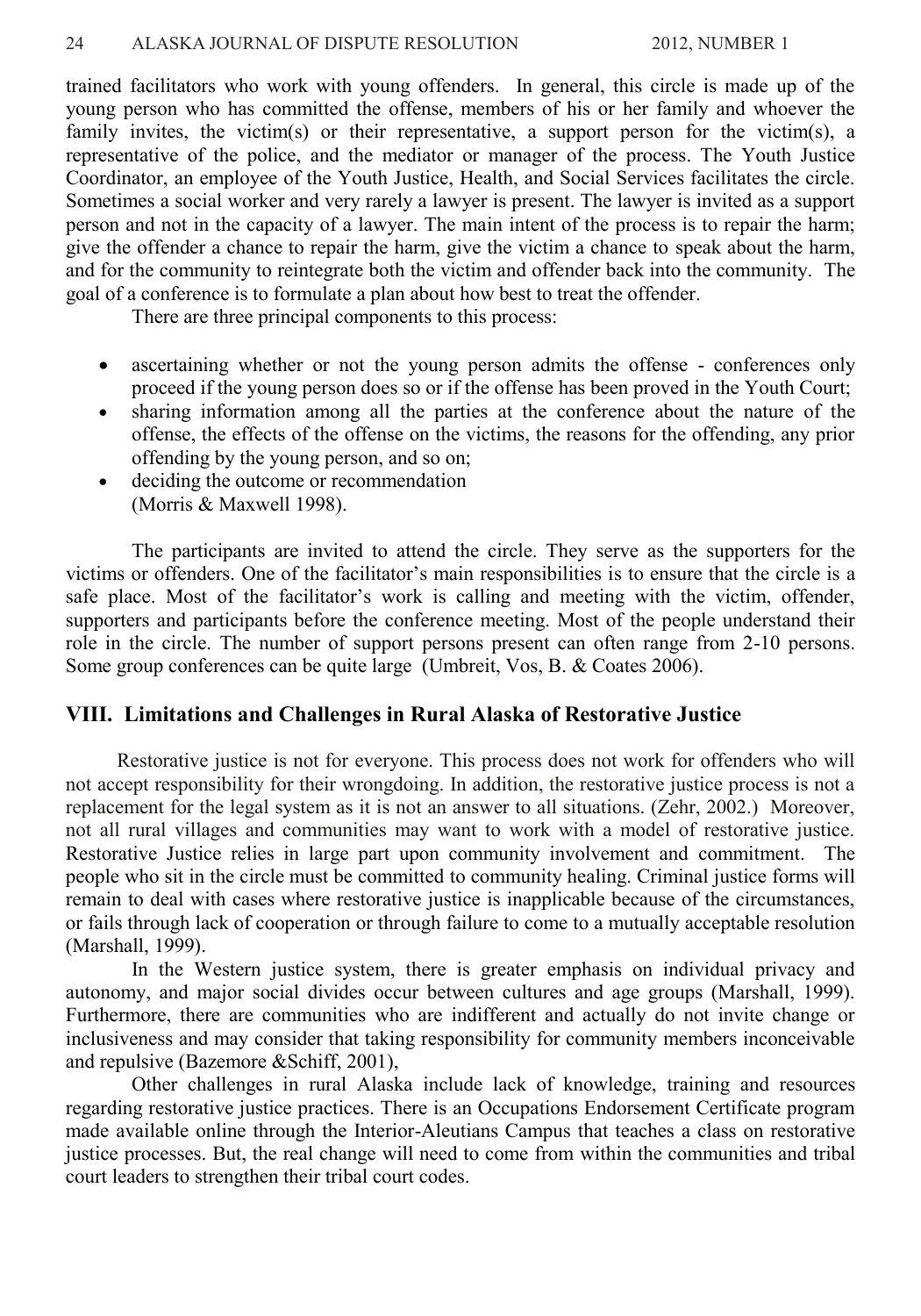trained facilitators who work with young offenders. In general, this circle is made up of the young person who has committed the offense, members of his or her family and whoever the family invites, the victim(s) or their representative, a support person for the victim(s), a representative of the police, and the mediator or manager of the process. The Youth Justice Coordinator, an employee of the Youth Justice, Health, and Social Services facilitates the circle. Sometimes a social worker and very rarely a lawyer is present. The lawyer is invited as a support person and not in the capacity of a lawyer. The main intent of the process is to repair the harm; give the offender a chance to repair the harm, give the victim a chance to speak about the harm, and for the community to reintegrate both the victim and offender back into the community. The goal of a conference is to formulate a plan about how best to treat the offender.

There are three principal components to this process:

- ascertaining whether or not the young person admits the offense - conferences only proceed if the young person does so or if the offense has been proved in the Youth Court;
- sharing information among all the parties at the conference about the nature of the offense, the effects of the offense on the victims, the reasons for the offending, any prior offending by the young person, and so on;
- deciding the outcome or recommendation
(Morris & Maxwell 1998).

The participants are invited to attend the circle. They serve as the supporters for the victims or offenders. One of the facilitator's main responsibilities is to ensure that the circle is a safe place. Most of the facilitator's work is calling and meeting with the victim, offender, supporters and participants before the conference meeting. Most of the people understand their role in the circle. The number of support persons present can often range from 2-10 persons. Some group conferences can be quite large (Umbreit, Vos, B. & Coates 2006).

## VIII. Limitations and Challenges in Rural Alaska of Restorative Justice

Restorative justice is not for everyone. This process does not work for offenders who will not accept responsibility for their wrongdoing. In addition, the restorative justice process is not a replacement for the legal system as it is not an answer to all situations. (Zehr, 2002.) Moreover, not all rural villages and communities may want to work with a model of restorative justice. Restorative Justice relies in large part upon community involvement and commitment. The people who sit in the circle must be committed to community healing. Criminal justice forms will remain to deal with cases where restorative justice is inapplicable because of the circumstances, or fails through lack of cooperation or through failure to come to a mutually acceptable resolution (Marshall, 1999).

In the Western justice system, there is greater emphasis on individual privacy and autonomy, and major social divides occur between cultures and age groups (Marshall, 1999). Furthermore, there are communities who are indifferent and actually do not invite change or inclusiveness and may consider that taking responsibility for community members inconceivable and repulsive (Bazemore &Schiff, 2001),

Other challenges in rural Alaska include lack of knowledge, training and resources regarding restorative justice practices. There is an Occupations Endorsement Certificate program made available online through the Interior-Aleutians Campus that teaches a class on restorative justice processes. But, the real change will need to come from within the communities and tribal court leaders to strengthen their tribal court codes.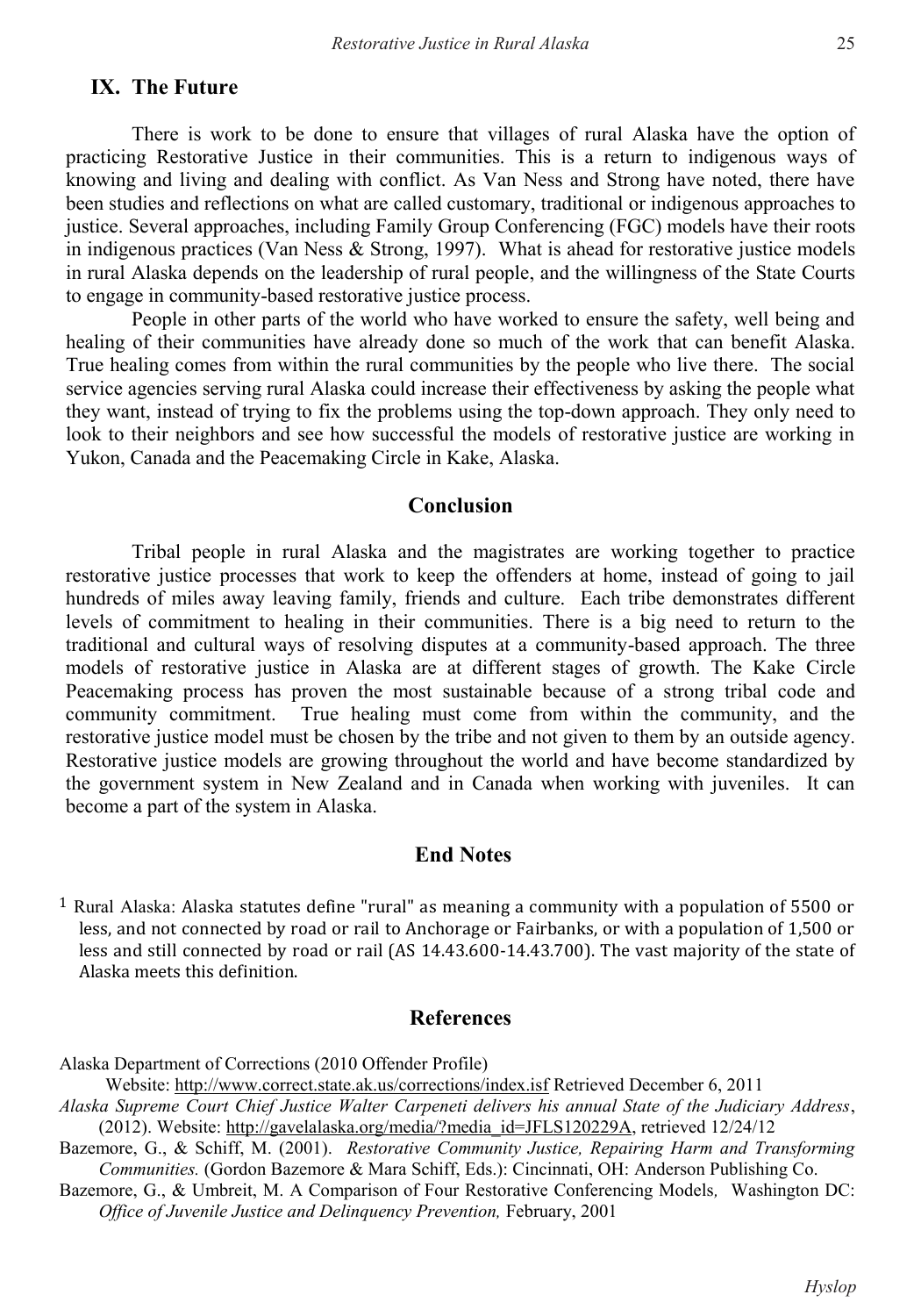## IX. The Future

There is work to be done to ensure that villages of rural Alaska have the option of practicing Restorative Justice in their communities. This is a return to indigenous ways of knowing and living and dealing with conflict. As Van Ness and Strong have noted, there have been studies and reflections on what are called customary, traditional or indigenous approaches to justice. Several approaches, including Family Group Conferencing (FGC) models have their roots in indigenous practices (Van Ness & Strong, 1997). What is ahead for restorative justice models in rural Alaska depends on the leadership of rural people, and the willingness of the State Courts to engage in community-based restorative justice process.

People in other parts of the world who have worked to ensure the safety, well being and healing of their communities have already done so much of the work that can benefit Alaska. True healing comes from within the rural communities by the people who live there. The social service agencies serving rural Alaska could increase their effectiveness by asking the people what they want, instead of trying to fix the problems using the top-down approach. They only need to look to their neighbors and see how successful the models of restorative justice are working in Yukon, Canada and the Peacemaking Circle in Kake, Alaska.

## Conclusion

Tribal people in rural Alaska and the magistrates are working together to practice restorative justice processes that work to keep the offenders at home, instead of going to jail hundreds of miles away leaving family, friends and culture. Each tribe demonstrates different levels of commitment to healing in their communities. There is a big need to return to the traditional and cultural ways of resolving disputes at a community-based approach. The three models of restorative justice in Alaska are at different stages of growth. The Kake Circle Peacemaking process has proven the most sustainable because of a strong tribal code and community commitment. True healing must come from within the community, and the restorative justice model must be chosen by the tribe and not given to them by an outside agency. Restorative justice models are growing throughout the world and have become standardized by the government system in New Zealand and in Canada when working with juveniles. It can become a part of the system in Alaska.

## End Notes

[1] Rural Alaska: Alaska statutes define "rural" as meaning a community with a population of 5500 or less, and not connected by road or rail to Anchorage or Fairbanks, or with a population of 1,500 or less and still connected by road or rail (AS 14.43.600-14.43.700). The vast majority of the state of Alaska meets this definition.

## References

Alaska Department of Corrections (2010 Offender Profile)
Website: http://www.correct.state.ak.us/corrections/index.isf Retrieved December 6, 2011

*Alaska Supreme Court Chief Justice Walter Carpeneti delivers his annual State of the Judiciary Address*, (2012). Website: http://gavelalaska.org/media/?media_id=JFLS120229A, retrieved 12/24/12

Bazemore, G., & Schiff, M. (2001). *Restorative Community Justice, Repairing Harm and Transforming Communities.* (Gordon Bazemore & Mara Schiff, Eds.): Cincinnati, OH: Anderson Publishing Co.

Bazemore, G., & Umbreit, M. A Comparison of Four Restorative Conferencing Models, Washington DC: *Office of Juvenile Justice and Delinquency Prevention,* February, 2001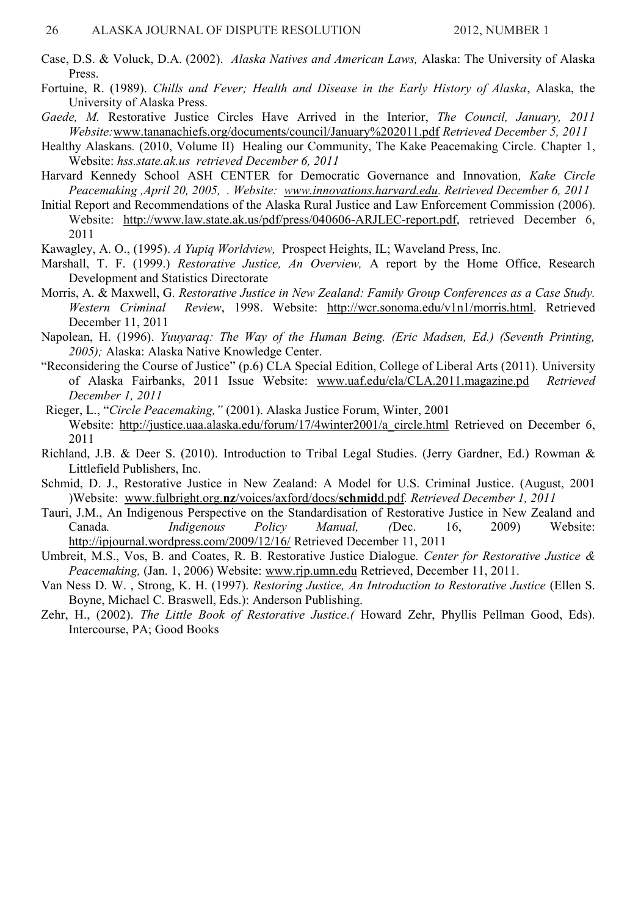Case, D.S. & Voluck, D.A. (2002). *Alaska Natives and American Laws,* Alaska: The University of Alaska Press.

Fortuine, R. (1989). *Chills and Fever; Health and Disease in the Early History of Alaska*, Alaska, the University of Alaska Press.

*Gaede, M.* Restorative Justice Circles Have Arrived in the Interior, *The Council, January, 2011 Website:*www.tananachiefs.org/documents/council/January%202011.pdf *Retrieved December 5, 2011*

Healthy Alaskans*.* (2010, Volume II) Healing our Community, The Kake Peacemaking Circle. Chapter 1, Website: *hss.state.ak.us retrieved December 6, 2011*

Harvard Kennedy School ASH CENTER for Democratic Governance and Innovation*, Kake Circle Peacemaking ,April 20, 2005, . Website: www.innovations.harvard.edu. Retrieved December 6, 2011*

Initial Report and Recommendations of the Alaska Rural Justice and Law Enforcement Commission (2006). Website: http://www.law.state.ak.us/pdf/press/040606-ARJLEC-report.pdf, retrieved December 6, 2011

Kawagley, A. O., (1995). *A Yupiq Worldview,* Prospect Heights, IL; Waveland Press, Inc.

Marshall, T. F. (1999.) *Restorative Justice, An Overview,* A report by the Home Office, Research Development and Statistics Directorate

Morris, A. & Maxwell, G. *Restorative Justice in New Zealand: Family Group Conferences as a Case Study. Western Criminal Review*, 1998. Website: http://wcr.sonoma.edu/v1n1/morris.html. Retrieved December 11, 2011

Napolean, H. (1996). *Yuuyaraq: The Way of the Human Being. (Eric Madsen, Ed.) (Seventh Printing, 2005);* Alaska: Alaska Native Knowledge Center.

"Reconsidering the Course of Justice" (p.6) CLA Special Edition, College of Liberal Arts (2011). University of Alaska Fairbanks, 2011 Issue Website: www.uaf.edu/cla/CLA.2011.magazine.pd *Retrieved December 1, 2011*

Rieger, L., "*Circle Peacemaking,"* (2001). Alaska Justice Forum, Winter, 2001 Website: http://justice.uaa.alaska.edu/forum/17/4winter2001/a_circle.html Retrieved on December 6, 2011

Richland, J.B. & Deer S. (2010). Introduction to Tribal Legal Studies. (Jerry Gardner, Ed.) Rowman & Littlefield Publishers, Inc.

Schmid, D. J., Restorative Justice in New Zealand: A Model for U.S. Criminal Justice. (August, 2001 )Website: www.fulbright.org.**nz**/voices/axford/docs/**schmid**d.pdf*. Retrieved December 1, 2011*

Tauri, J.M., An Indigenous Perspective on the Standardisation of Restorative Justice in New Zealand and Canada*. Indigenous Policy Manual, (*Dec. 16, 2009) Website: http://ipjournal.wordpress.com/2009/12/16/ Retrieved December 11, 2011

Umbreit, M.S., Vos, B. and Coates, R. B. Restorative Justice Dialogue*. Center for Restorative Justice & Peacemaking,* (Jan. 1, 2006) Website: www.rjp.umn.edu Retrieved, December 11, 2011.

Van Ness D. W. , Strong, K. H. (1997). *Restoring Justice, An Introduction to Restorative Justice* (Ellen S. Boyne, Michael C. Braswell, Eds.): Anderson Publishing.

Zehr, H., (2002). *The Little Book of Restorative Justice.(* Howard Zehr, Phyllis Pellman Good, Eds). Intercourse, PA; Good Books